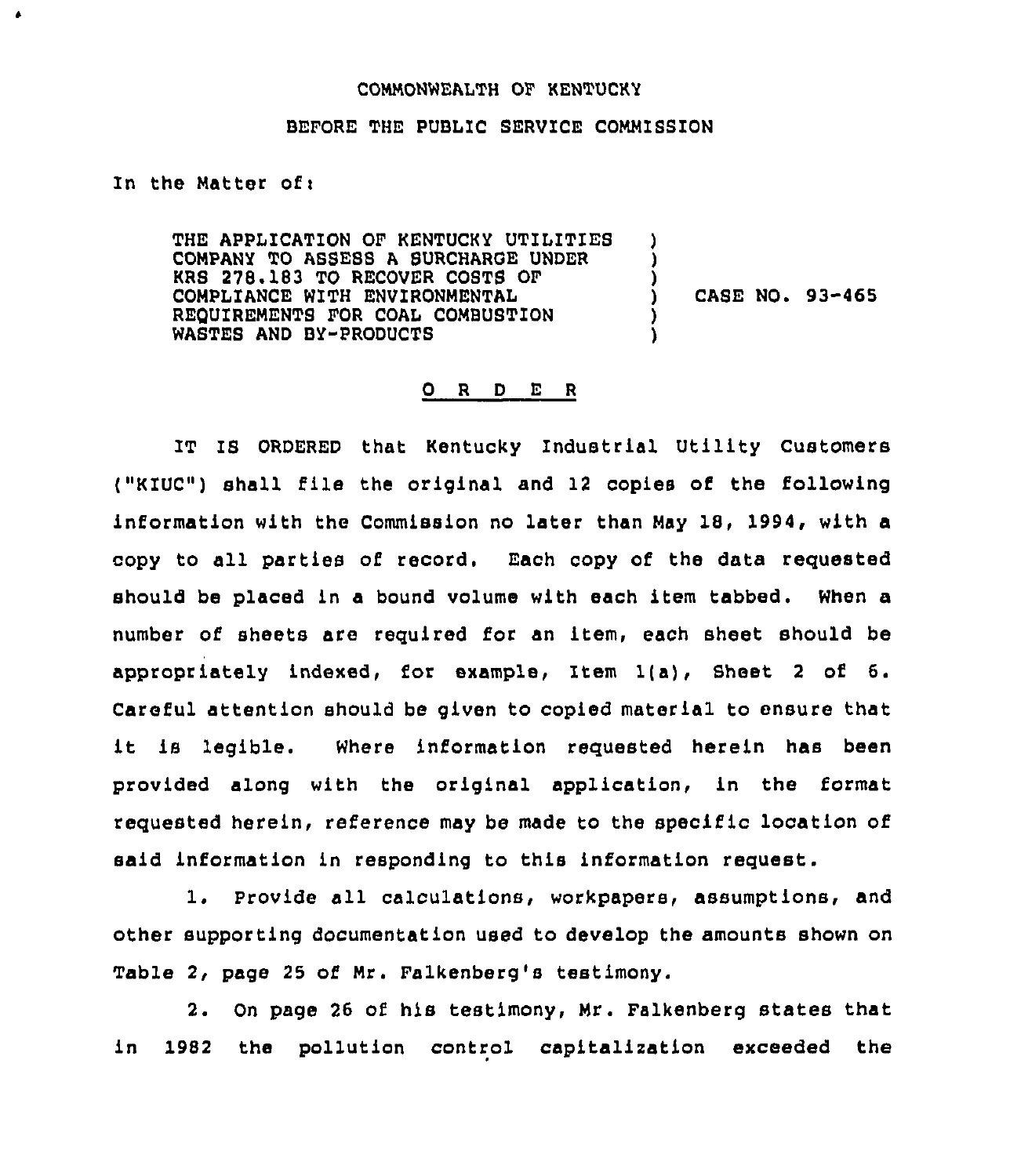COMMONWEALTH OF KENTUCKY

BEFORE THE PUBLIC SERVICE COMMISSION

In the Matter of:

THE APPLICATION OF KENTUCKY UTILITIES COMPANY TO ASSESS A SURCHARGE UNDER KRS 278.183 TO RECOVER COSTS OF COMPLIANCE WITH ENVIRONMENTAL REQUIREMENTS FOR COAL COMBUSTION WASTES AND BY-PRODUCTS ) CASE NO. 93-465

O R D E R

IT IS ORDERED that Kentucky Industrial Utility Customers ("KIUC") shall file the original and 12 copies of the following information with the Commission no later than May 18, 1994, with a copy to all parties of record. Each copy of the data requested should be placed in a bound volume with each item tabbed. When a number of sheets are required for an item, each sheet should be appropriately indexed, for example, Item 1(a), Sheet 2 of 6. Careful attention should be given to copied material to ensure that it is legible. Where information requested herein has been provided along with the original application, in the format requested herein, reference may be made to the specific location of said information in responding to this information request.

1. Provide all calculations, workpapers, assumptions, and other supporting documentation used to develop the amounts shown on Table 2, page 25 of Mr. Falkenberg's testimony.

2. On page 26 of his testimony, Mr. Falkenberg states that in 1982 the pollution control capitalization exceeded the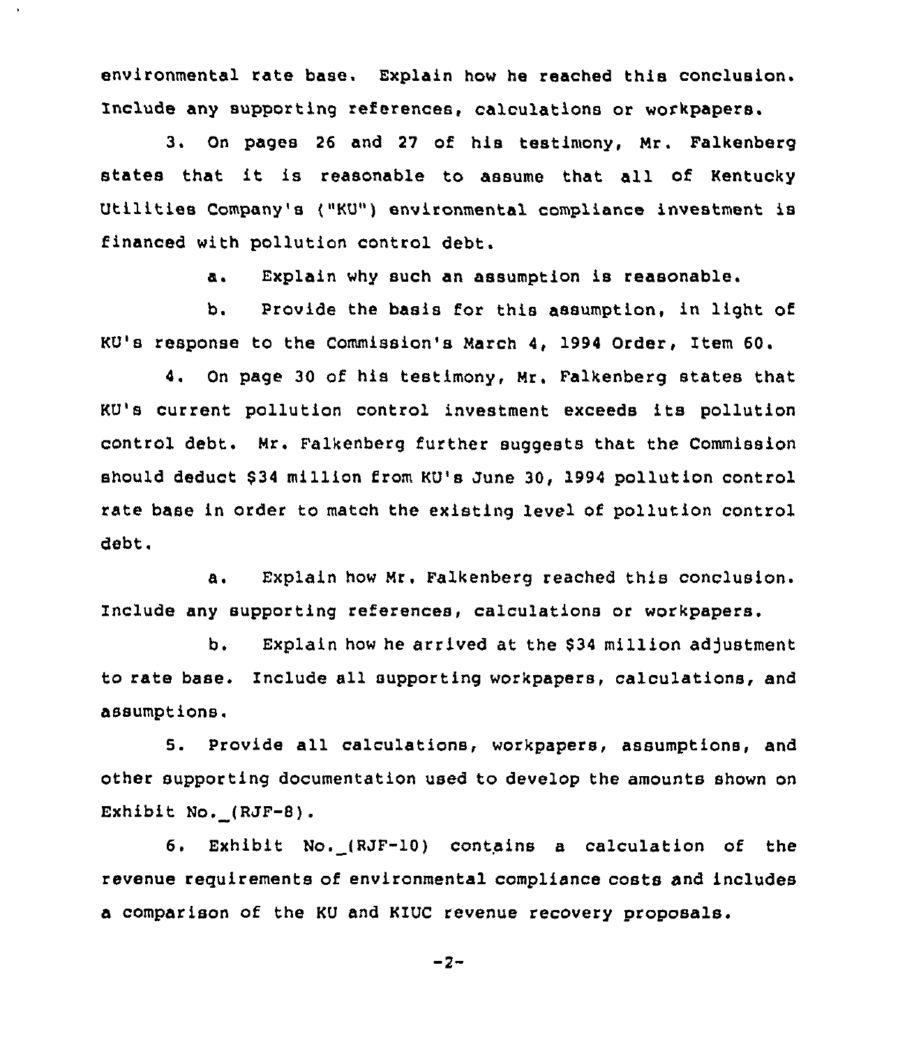environmental rate base. Explain how he reached this conclusion. Include any supporting references, calculations or workpapers.

3. On pages 26 and 27 of his testimony, Mr. Falkenberg states that it is reasonable to assume that all of Kentucky Utilities Company's ("KU") environmental compliance investment is financed with pollution control debt.

a. Explain why such an assumption is reasonable.

b. Provide the basis for this assumption, in light of KU's response to the Commission's March 4, 1994 Order, Item 60.

4. On page 30 of his testimony, Mr. Falkenberg states that KU's current pollution control investment exceeds its pollution control debt. Mr. Falkenberg further suggests that the Commission should deduct $34 million from KU's June 30, 1994 pollution control rate base in order to match the existing level of pollution control debt.

a. Explain how Mr. Falkenberg reached this conclusion. Include any supporting references, calculations or workpapers.

b. Explain how he arrived at the $34 million adjustment to rate base. Include all supporting workpapers, calculations, and assumptions.

5. Provide all calculations, workpapers, assumptions, and other supporting documentation used to develop the amounts shown on Exhibit No._(RJF-8).

6. Exhibit No._(RJF-10) contains a calculation of the revenue requirements of environmental compliance costs and includes a comparison of the KU and KIUC revenue recovery proposals.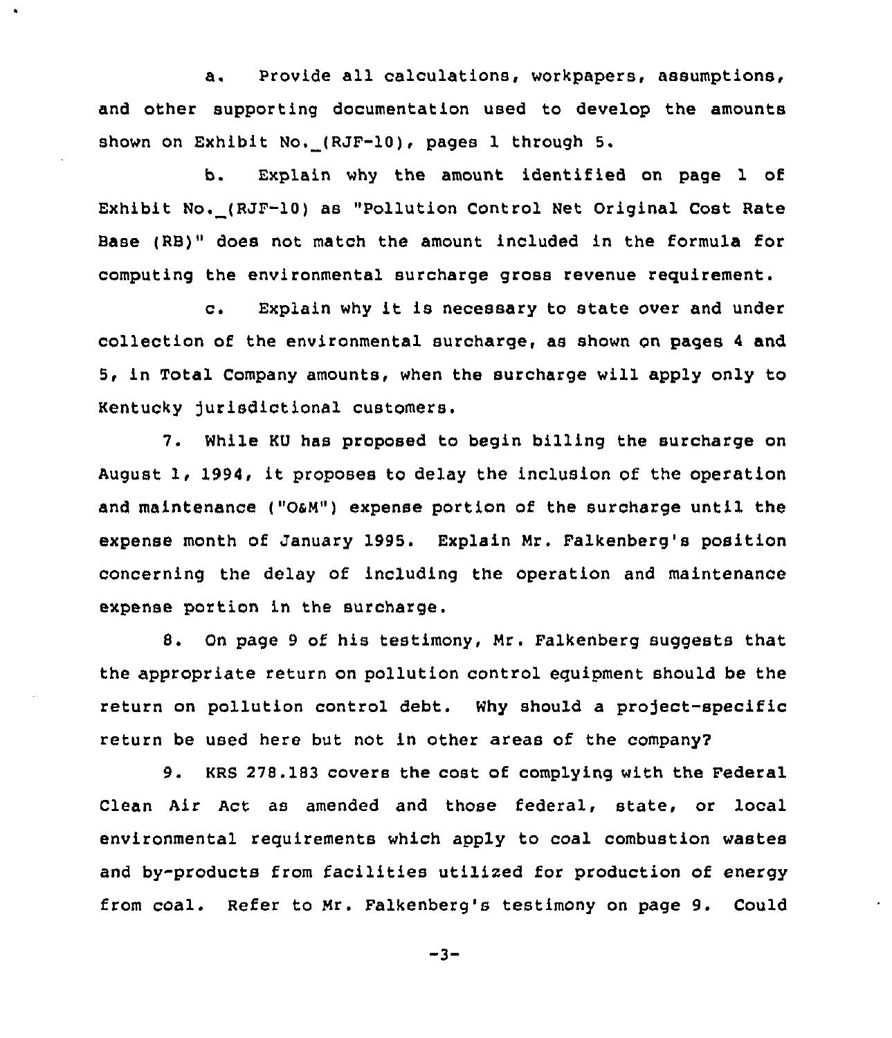a. Provide all calculations, workpapers, assumptions, and other supporting documentation used to develop the amounts shown on Exhibit No._(RJF-10), pages 1 through 5.

b. Explain why the amount identified on page 1 of Exhibit No._(RJF-10) as "Pollution Control Net Original Cost Rate Base (RB)" does not match the amount included in the formula for computing the environmental surcharge gross revenue requirement.

c. Explain why it is necessary to state over and under collection of the environmental surcharge, as shown on pages 4 and 5, in Total Company amounts, when the surcharge will apply only to Kentucky jurisdictional customers.

7. While KU has proposed to begin billing the surcharge on August 1, 1994, it proposes to delay the inclusion of the operation and maintenance ("O&M") expense portion of the surcharge until the expense month of January 1995. Explain Mr. Falkenberg's position concerning the delay of including the operation and maintenance expense portion in the surcharge.

8. On page 9 of his testimony, Mr. Falkenberg suggests that the appropriate return on pollution control equipment should be the return on pollution control debt. Why should a project-specific return be used here but not in other areas of the company?

9. KRS 278.183 covers the cost of complying with the Federal Clean Air Act as amended and those federal, state, or local environmental requirements which apply to coal combustion wastes and by-products from facilities utilized for production of energy from coal. Refer to Mr. Falkenberg's testimony on page 9. Could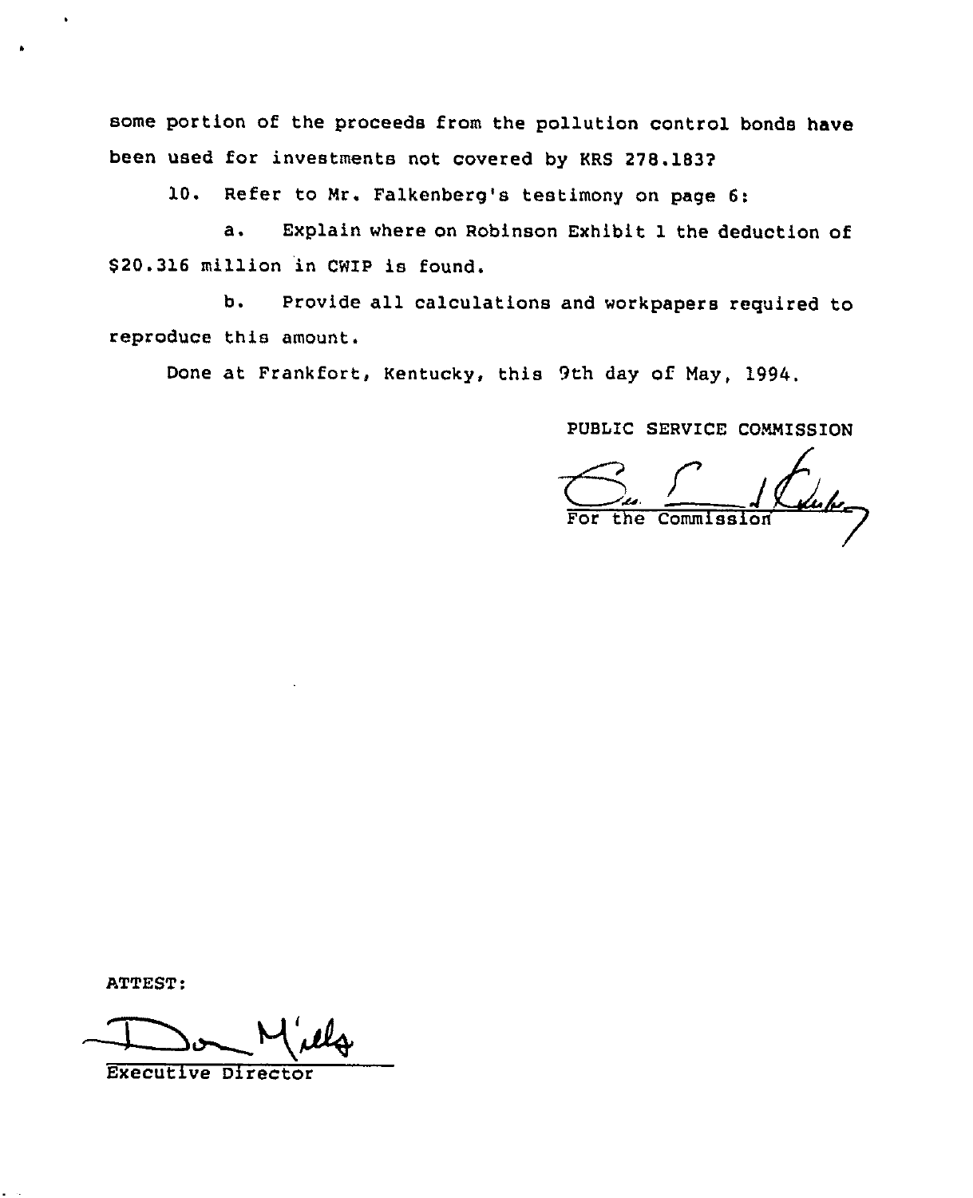some portion of the proceeds from the pollution control bonds have been used for investments not covered by KRS 278.183?

10. Refer to Mr. Falkenberg's testimony on page 6:

a. Explain where on Robinson Exhibit 1 the deduction of $20.316 million in CWIP is found.

b. Provide all calculations and workpapers required to reproduce this amount.

Done at Frankfort, Kentucky, this 9th day of May, 1994.

PUBLIC SERVICE COMMISSION

For the Commission

ATTEST:

Executive Director